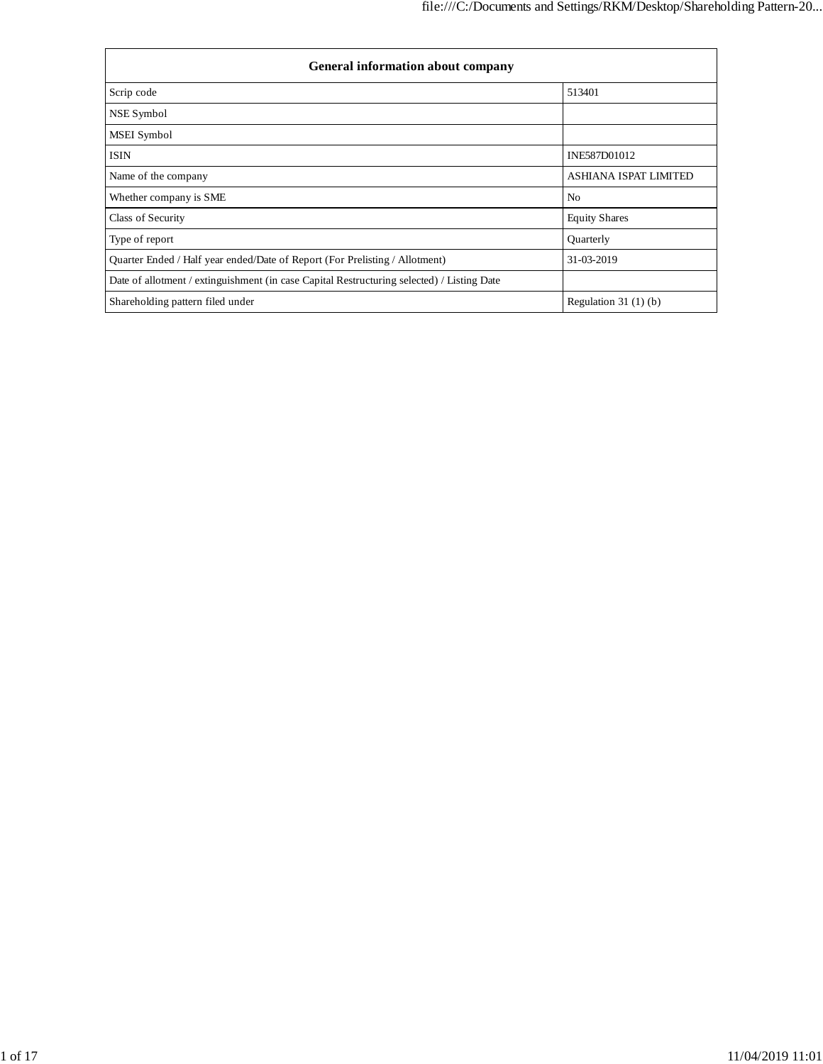| General information about company | |
|---|---|
| Scrip code | 513401 |
| NSE Symbol | |
| MSEI Symbol | |
| ISIN | INE587D01012 |
| Name of the company | ASHIANA ISPAT LIMITED |
| Whether company is SME | No |
| Class of Security | Equity Shares |
| Type of report | Quarterly |
| Quarter Ended / Half year ended/Date of Report (For Prelisting / Allotment) | 31-03-2019 |
| Date of allotment / extinguishment (in case Capital Restructuring selected) / Listing Date | |
| Shareholding pattern filed under | Regulation 31 (1) (b) |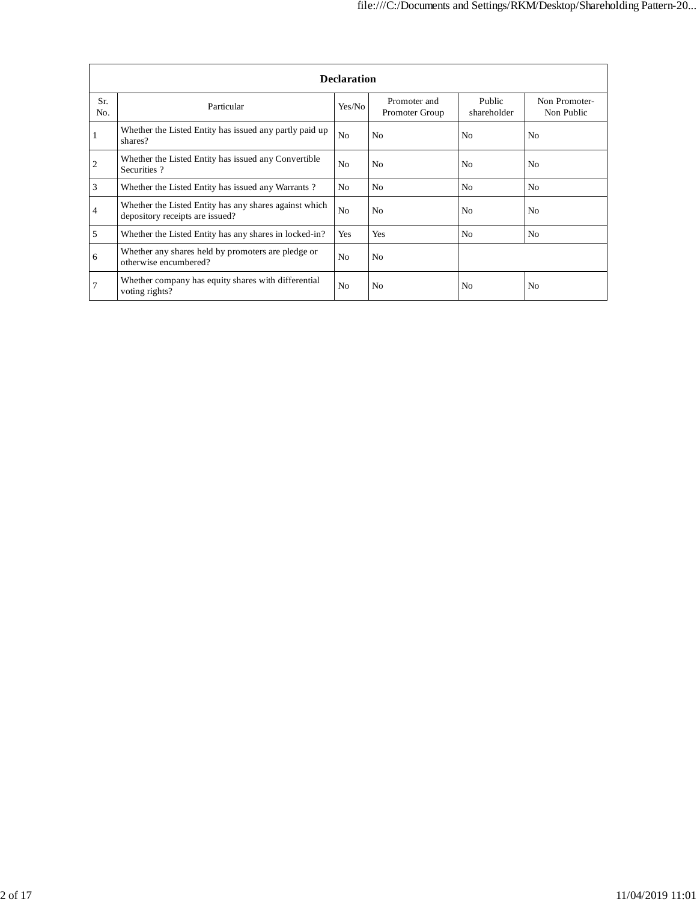| Declaration | | | | | |
|---|---|---|---|---|---|
| Sr. No. | Particular | Yes/No | Promoter and Promoter Group | Public shareholder | Non Promoter- Non Public |
| 1 | Whether the Listed Entity has issued any partly paid up shares? | No | No | No | No |
| 2 | Whether the Listed Entity has issued any Convertible Securities ? | No | No | No | No |
| 3 | Whether the Listed Entity has issued any Warrants ? | No | No | No | No |
| 4 | Whether the Listed Entity has any shares against which depository receipts are issued? | No | No | No | No |
| 5 | Whether the Listed Entity has any shares in locked-in? | Yes | Yes | No | No |
| 6 | Whether any shares held by promoters are pledge or otherwise encumbered? | No | No | | |
| 7 | Whether company has equity shares with differential voting rights? | No | No | No | No |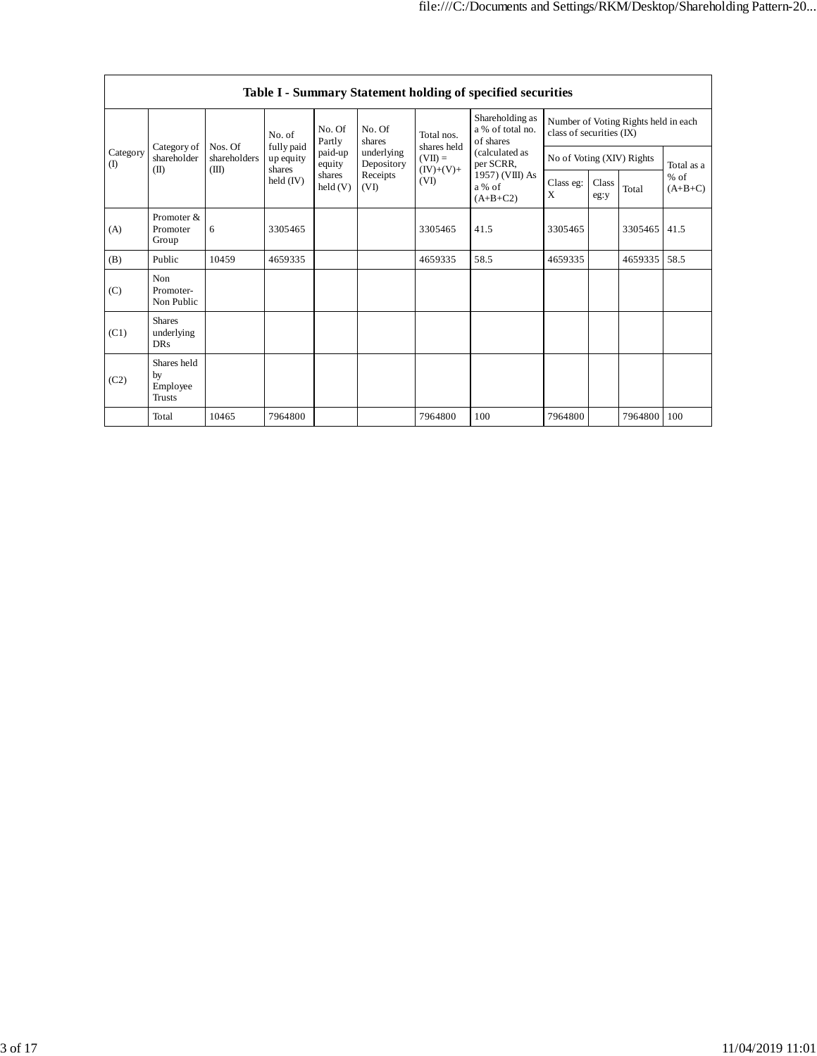| Table I - Summary Statement holding of specified securities | | | | | | | | | | | | |
|---|---|---|---|---|---|---|---|---|---|---|---|---|
| Category (I) | Category of shareholder (II) | Nos. Of shareholders (III) | No. of fully paid up equity shares held (IV) | No. Of Partly paid-up equity shares held (V) | No. Of shares underlying Depository Receipts (VI) | Total nos. shares held (VII) = (IV)+(V)+ (VI) | Shareholding as a % of total no. of shares (calculated as per SCRR, 1957) (VIII) As a % of (A+B+C2) | Number of Voting Rights held in each class of securities (IX) | | | |
| | | | | | | | | No of Voting (XIV) Rights | | | Total as a % of (A+B+C) |
| | | | | | | | | Class eg: X | Class eg:y | Total | |
| (A) | Promoter & Promoter Group | 6 | 3305465 | | | 3305465 | 41.5 | 3305465 | | 3305465 | 41.5 |
| (B) | Public | 10459 | 4659335 | | | 4659335 | 58.5 | 4659335 | | 4659335 | 58.5 |
| (C) | Non Promoter- Non Public | | | | | | | | | | |
| (C1) | Shares underlying DRs | | | | | | | | | | |
| (C2) | Shares held by Employee Trusts | | | | | | | | | | |
| | Total | 10465 | 7964800 | | | 7964800 | 100 | 7964800 | | 7964800 | 100 |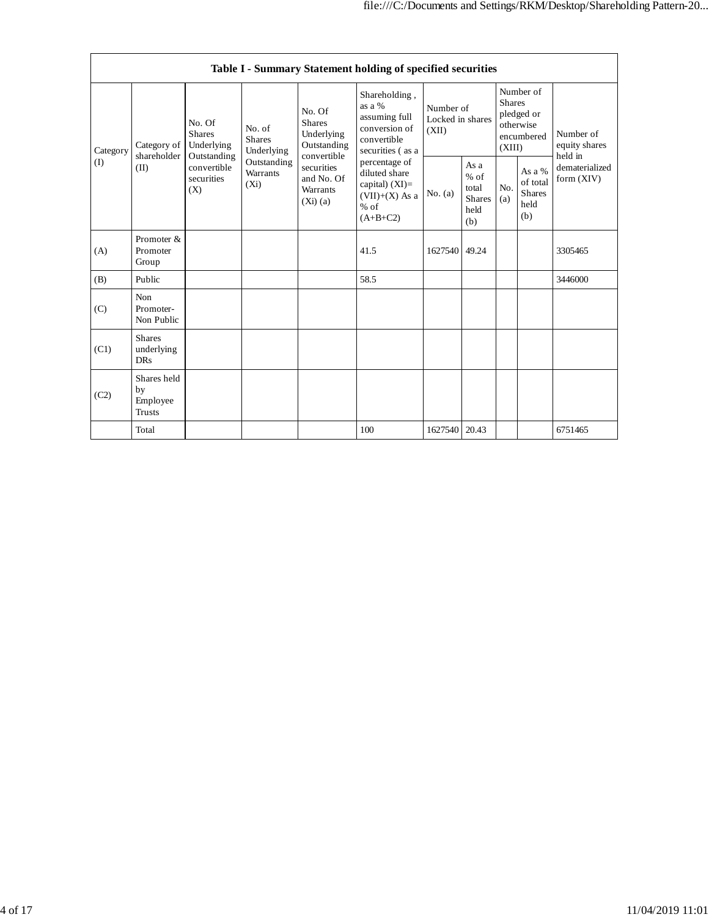| Table I - Summary Statement holding of specified securities | | | | | | | | | | | |
|---|---|---|---|---|---|---|---|---|---|---|---|
| Category (I) | Category of shareholder (II) | No. Of Shares Underlying Outstanding convertible securities (X) | No. of Shares Underlying Outstanding Warrants (Xi) | No. Of Shares Underlying Outstanding convertible securities and No. Of Warrants (Xi) (a) | Shareholding , as a % assuming full conversion of convertible securities ( as a percentage of diluted share capital) (XI)= (VII)+(X) As a % of (A+B+C2) | Number of Locked in shares (XII) | | Number of Shares pledged or otherwise encumbered (XIII) | | Number of equity shares held in dematerialized form (XIV) |
| | | | | | | No. (a) | As a % of total Shares held (b) | No. (a) | As a % of total Shares held (b) | |
| (A) | Promoter & Promoter Group | | | | 41.5 | 1627540 | 49.24 | | | 3305465 |
| (B) | Public | | | | 58.5 | | | | | 3446000 |
| (C) | Non Promoter- Non Public | | | | | | | | | |
| (C1) | Shares underlying DRs | | | | | | | | | |
| (C2) | Shares held by Employee Trusts | | | | | | | | | |
| | Total | | | | 100 | 1627540 | 20.43 | | | 6751465 |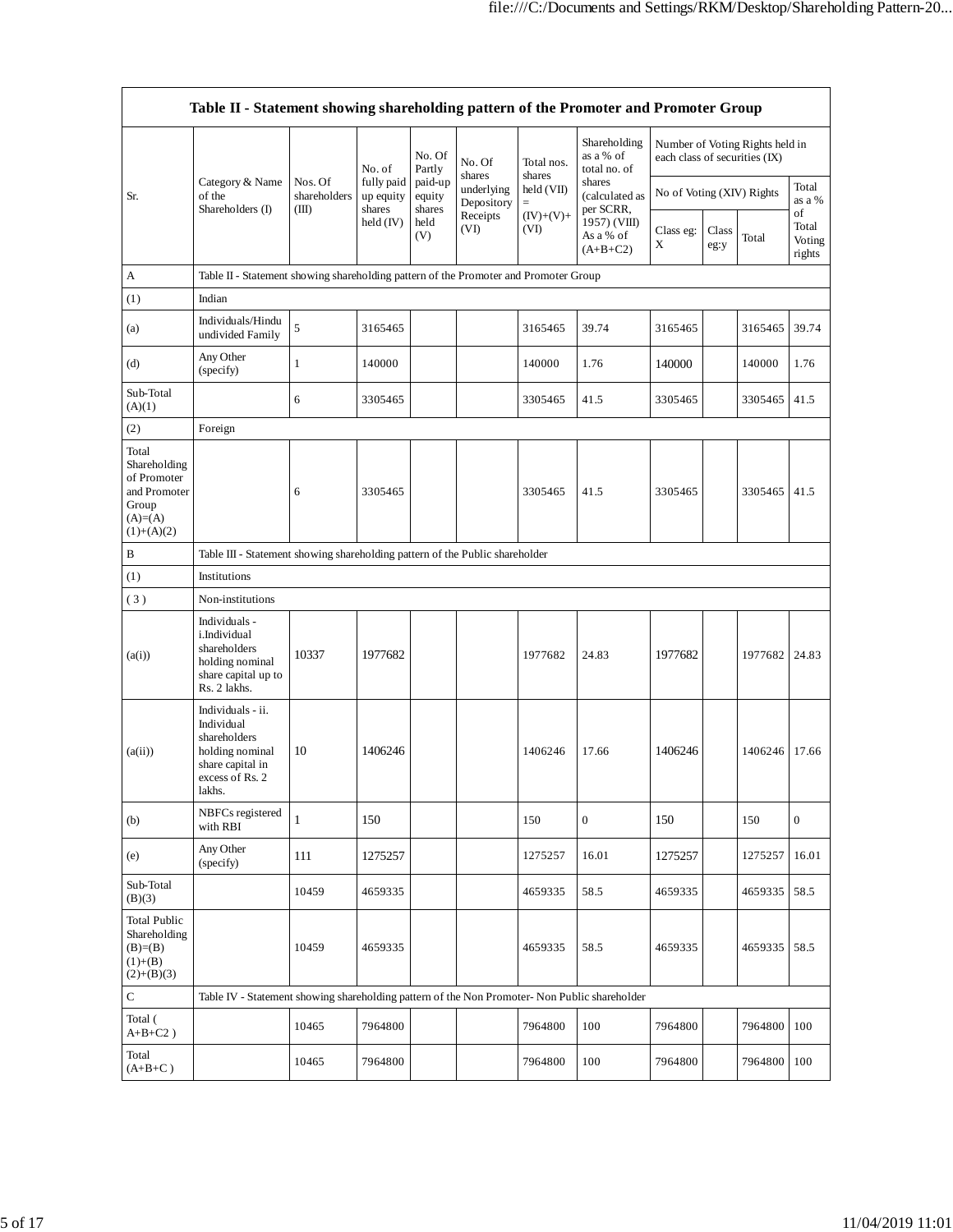| Table II - Statement showing shareholding pattern of the Promoter and Promoter Group | | | | | | | | | | | |
|---|---|---|---|---|---|---|---|---|---|---|---|
| Sr. | Category & Name of the Shareholders (I) | Nos. Of shareholders (III) | No. of fully paid up equity shares held (IV) | No. Of Partly paid-up equity shares held (V) | No. Of shares underlying Depository Receipts (VI) | Total nos. shares held (VII) = (IV)+(V)+ (VI) | Shareholding as a % of total no. of shares (calculated as per SCRR, 1957) (VIII) As a % of (A+B+C2) | Number of Voting Rights held in each class of securities (IX) | | | |
| | | | | | | | | No of Voting (XIV) Rights | | | Total as a % of Total Voting rights |
| | | | | | | | | Class eg: X | Class eg:y | Total | |
| A | Table II - Statement showing shareholding pattern of the Promoter and Promoter Group | | | | | | | | | | |
| (1) | Indian | | | | | | | | | | |
| (a) | Individuals/Hindu undivided Family | 5 | 3165465 | | | 3165465 | 39.74 | 3165465 | | 3165465 | 39.74 |
| (d) | Any Other (specify) | 1 | 140000 | | | 140000 | 1.76 | 140000 | | 140000 | 1.76 |
| Sub-Total (A)(1) | | 6 | 3305465 | | | 3305465 | 41.5 | 3305465 | | 3305465 | 41.5 |
| (2) | Foreign | | | | | | | | | | |
| Total Shareholding of Promoter and Promoter Group (A)=(A)(1)+(A)(2) | | 6 | 3305465 | | | 3305465 | 41.5 | 3305465 | | 3305465 | 41.5 |
| B | Table III - Statement showing shareholding pattern of the Public shareholder | | | | | | | | | | |
| (1) | Institutions | | | | | | | | | | |
| ( 3 ) | Non-institutions | | | | | | | | | | |
| (a(i)) | Individuals - i.Individual shareholders holding nominal share capital up to Rs. 2 lakhs. | 10337 | 1977682 | | | 1977682 | 24.83 | 1977682 | | 1977682 | 24.83 |
| (a(ii)) | Individuals - ii. Individual shareholders holding nominal share capital in excess of Rs. 2 lakhs. | 10 | 1406246 | | | 1406246 | 17.66 | 1406246 | | 1406246 | 17.66 |
| (b) | NBFCs registered with RBI | 1 | 150 | | | 150 | 0 | 150 | | 150 | 0 |
| (e) | Any Other (specify) | 111 | 1275257 | | | 1275257 | 16.01 | 1275257 | | 1275257 | 16.01 |
| Sub-Total (B)(3) | | 10459 | 4659335 | | | 4659335 | 58.5 | 4659335 | | 4659335 | 58.5 |
| Total Public Shareholding (B)=(B)(1)+(B)(2)+(B)(3) | | 10459 | 4659335 | | | 4659335 | 58.5 | 4659335 | | 4659335 | 58.5 |
| C | Table IV - Statement showing shareholding pattern of the Non Promoter- Non Public shareholder | | | | | | | | | | |
| Total ( A+B+C2 ) | | 10465 | 7964800 | | | 7964800 | 100 | 7964800 | | 7964800 | 100 |
| Total (A+B+C ) | | 10465 | 7964800 | | | 7964800 | 100 | 7964800 | | 7964800 | 100 |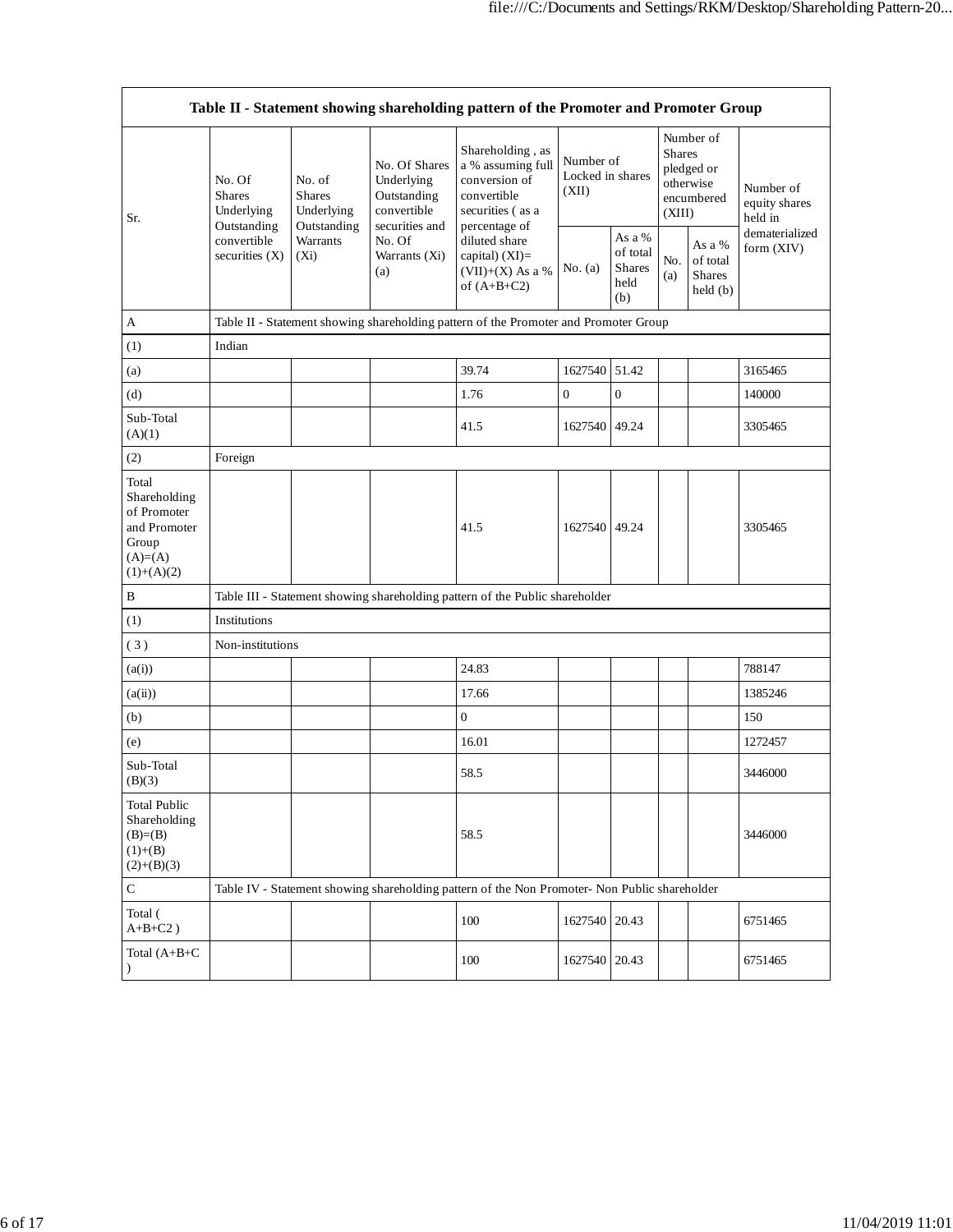| Table II - Statement showing shareholding pattern of the Promoter and Promoter Group | | | | | | | | | |
|---|---|---|---|---|---|---|---|---|---|
| Sr. | No. Of Shares Underlying Outstanding convertible securities (X) | No. of Shares Underlying Outstanding Warrants (Xi) | No. Of Shares Underlying Outstanding convertible securities and No. Of Warrants (Xi) (a) | Shareholding , as a % assuming full conversion of convertible securities ( as a percentage of diluted share capital) (XI)= (VII)+(X) As a % of (A+B+C2) | Number of Locked in shares (XII) | | Number of Shares pledged or otherwise encumbered (XIII) | | Number of equity shares held in dematerialized form (XIV) |
| | | | | | No. (a) | As a % of total Shares held (b) | No. (a) | As a % of total Shares held (b) | |
| A | Table II - Statement showing shareholding pattern of the Promoter and Promoter Group | | | | | | | | |
| (1) | Indian | | | | | | | | |
| (a) | | | | 39.74 | 1627540 | 51.42 | | | 3165465 |
| (d) | | | | 1.76 | 0 | 0 | | | 140000 |
| Sub-Total (A)(1) | | | | 41.5 | 1627540 | 49.24 | | | 3305465 |
| (2) | Foreign | | | | | | | | |
| Total Shareholding of Promoter and Promoter Group (A)=(A)(1)+(A)(2) | | | | 41.5 | 1627540 | 49.24 | | | 3305465 |
| B | Table III - Statement showing shareholding pattern of the Public shareholder | | | | | | | | |
| (1) | Institutions | | | | | | | | |
| ( 3 ) | Non-institutions | | | | | | | | |
| (a(i)) | | | | 24.83 | | | | | 788147 |
| (a(ii)) | | | | 17.66 | | | | | 1385246 |
| (b) | | | | 0 | | | | | 150 |
| (e) | | | | 16.01 | | | | | 1272457 |
| Sub-Total (B)(3) | | | | 58.5 | | | | | 3446000 |
| Total Public Shareholding (B)=(B)(1)+(B)(2)+(B)(3) | | | | 58.5 | | | | | 3446000 |
| C | Table IV - Statement showing shareholding pattern of the Non Promoter- Non Public shareholder | | | | | | | | |
| Total ( A+B+C2 ) | | | | 100 | 1627540 | 20.43 | | | 6751465 |
| Total (A+B+C ) | | | | 100 | 1627540 | 20.43 | | | 6751465 |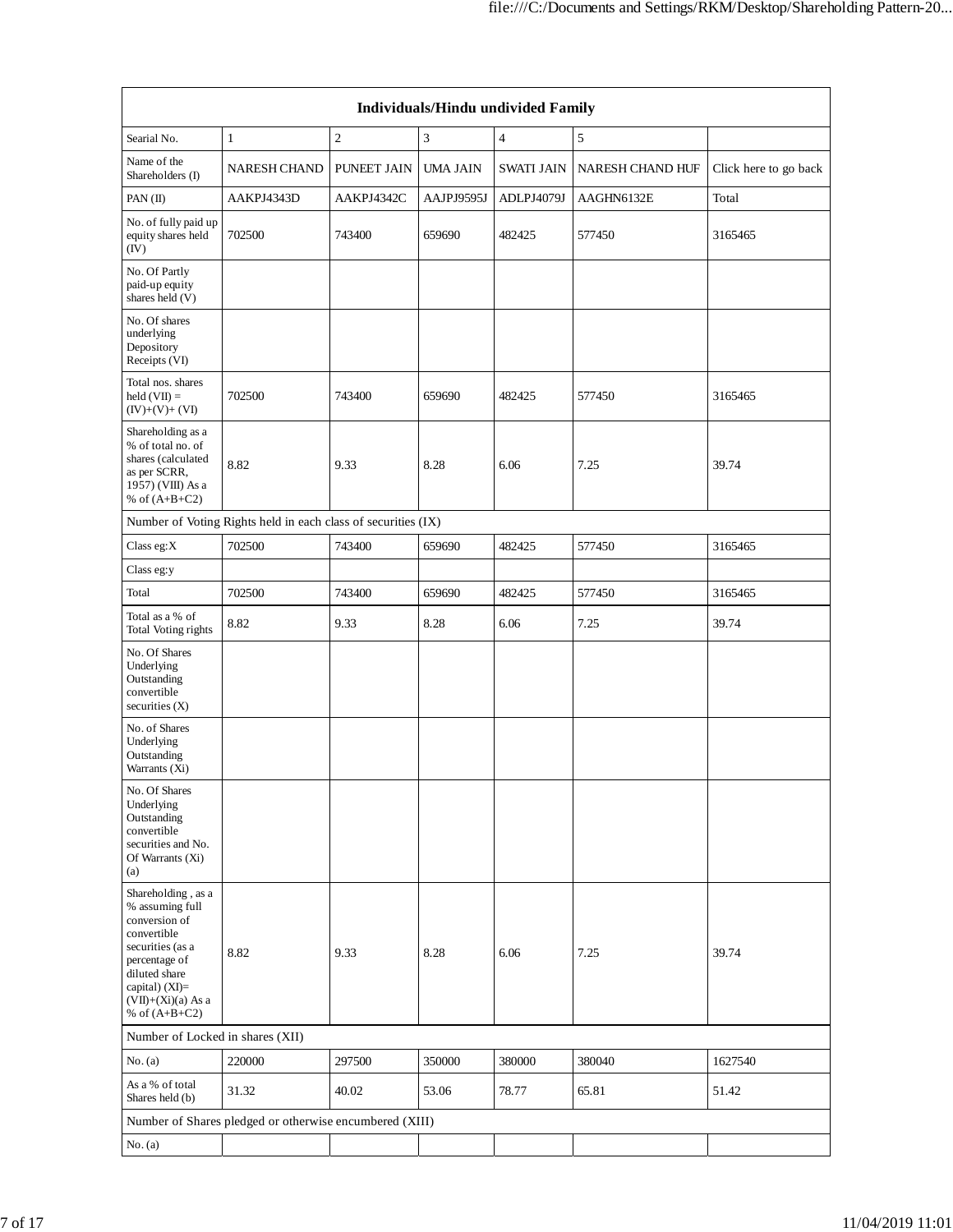| Individuals/Hindu undivided Family | | | | | | |
|---|---|---|---|---|---|---|
| Searial No. | 1 | 2 | 3 | 4 | 5 | |
| Name of the Shareholders (I) | NARESH CHAND | PUNEET JAIN | UMA JAIN | SWATI JAIN | NARESH CHAND HUF | Click here to go back |
| PAN (II) | AAKPJ4343D | AAKPJ4342C | AAJPJ9595J | ADLPJ4079J | AAGHN6132E | Total |
| No. of fully paid up equity shares held (IV) | 702500 | 743400 | 659690 | 482425 | 577450 | 3165465 |
| No. Of Partly paid-up equity shares held (V) | | | | | | |
| No. Of shares underlying Depository Receipts (VI) | | | | | | |
| Total nos. shares held (VII) = (IV)+(V)+ (VI) | 702500 | 743400 | 659690 | 482425 | 577450 | 3165465 |
| Shareholding as a % of total no. of shares (calculated as per SCRR, 1957) (VIII) As a % of (A+B+C2) | 8.82 | 9.33 | 8.28 | 6.06 | 7.25 | 39.74 |
| Number of Voting Rights held in each class of securities (IX) | | | | | | |
| Class eg:X | 702500 | 743400 | 659690 | 482425 | 577450 | 3165465 |
| Class eg:y | | | | | | |
| Total | 702500 | 743400 | 659690 | 482425 | 577450 | 3165465 |
| Total as a % of Total Voting rights | 8.82 | 9.33 | 8.28 | 6.06 | 7.25 | 39.74 |
| No. Of Shares Underlying Outstanding convertible securities (X) | | | | | | |
| No. of Shares Underlying Outstanding Warrants (Xi) | | | | | | |
| No. Of Shares Underlying Outstanding convertible securities and No. Of Warrants (Xi) (a) | | | | | | |
| Shareholding , as a % assuming full conversion of convertible securities (as a percentage of diluted share capital) (XI)= (VII)+(Xi)(a) As a % of (A+B+C2) | 8.82 | 9.33 | 8.28 | 6.06 | 7.25 | 39.74 |
| Number of Locked in shares (XII) | | | | | | |
| No. (a) | 220000 | 297500 | 350000 | 380000 | 380040 | 1627540 |
| As a % of total Shares held (b) | 31.32 | 40.02 | 53.06 | 78.77 | 65.81 | 51.42 |
| Number of Shares pledged or otherwise encumbered (XIII) | | | | | | |
| No. (a) | | | | | | |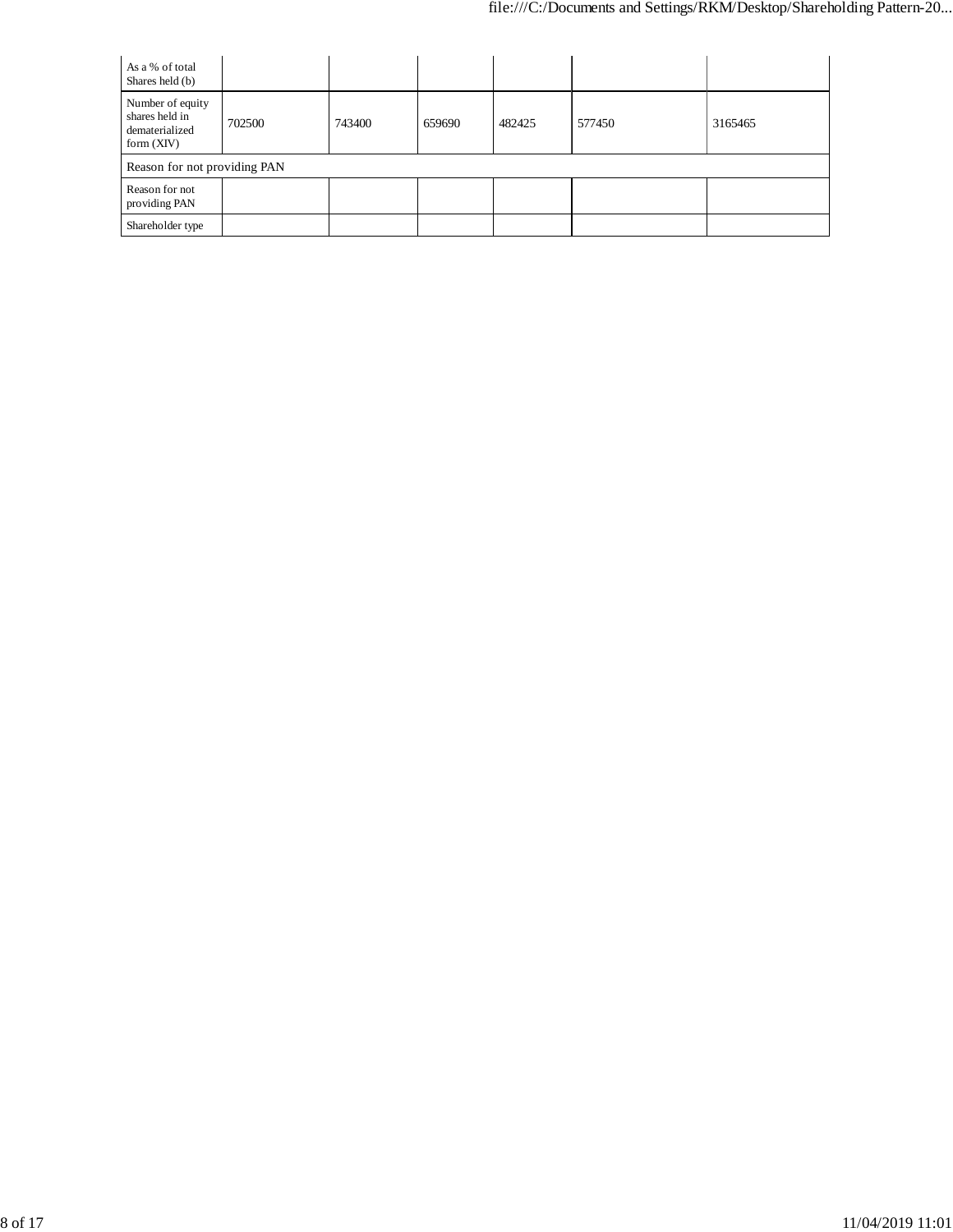| As a % of total Shares held (b) | | | | | | |
|---|---|---|---|---|---|---|
| Number of equity shares held in dematerialized form (XIV) | 702500 | 743400 | 659690 | 482425 | 577450 | 3165465 |
| Reason for not providing PAN | | | | | | |
| Reason for not providing PAN | | | | | | |
| Shareholder type | | | | | | |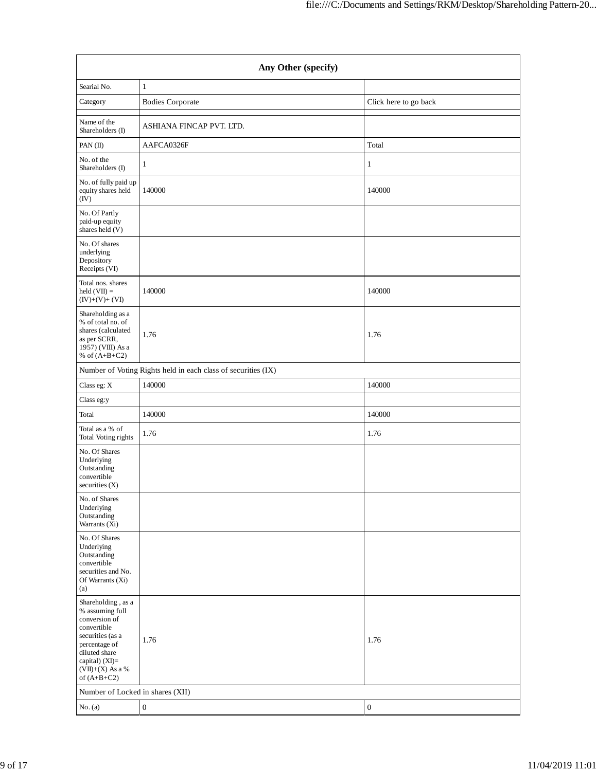| Any Other (specify) | | |
|---|---|---|
| Searial No. | 1 | |
| Category | Bodies Corporate | Click here to go back |
| | | |
| Name of the Shareholders (I) | ASHIANA FINCAP PVT. LTD. | |
| PAN (II) | AAFCA0326F | Total |
| No. of the Shareholders (I) | 1 | 1 |
| No. of fully paid up equity shares held (IV) | 140000 | 140000 |
| No. Of Partly paid-up equity shares held (V) | | |
| No. Of shares underlying Depository Receipts (VI) | | |
| Total nos. shares held (VII) = (IV)+(V)+ (VI) | 140000 | 140000 |
| Shareholding as a % of total no. of shares (calculated as per SCRR, 1957) (VIII) As a % of (A+B+C2) | 1.76 | 1.76 |
| Number of Voting Rights held in each class of securities (IX) | | |
| Class eg: X | 140000 | 140000 |
| Class eg:y | | |
| Total | 140000 | 140000 |
| Total as a % of Total Voting rights | 1.76 | 1.76 |
| No. Of Shares Underlying Outstanding convertible securities (X) | | |
| No. of Shares Underlying Outstanding Warrants (Xi) | | |
| No. Of Shares Underlying Outstanding convertible securities and No. Of Warrants (Xi) (a) | | |
| Shareholding , as a % assuming full conversion of convertible securities (as a percentage of diluted share capital) (XI)= (VII)+(X) As a % of (A+B+C2) | 1.76 | 1.76 |
| Number of Locked in shares (XII) | | |
| No. (a) | 0 | 0 |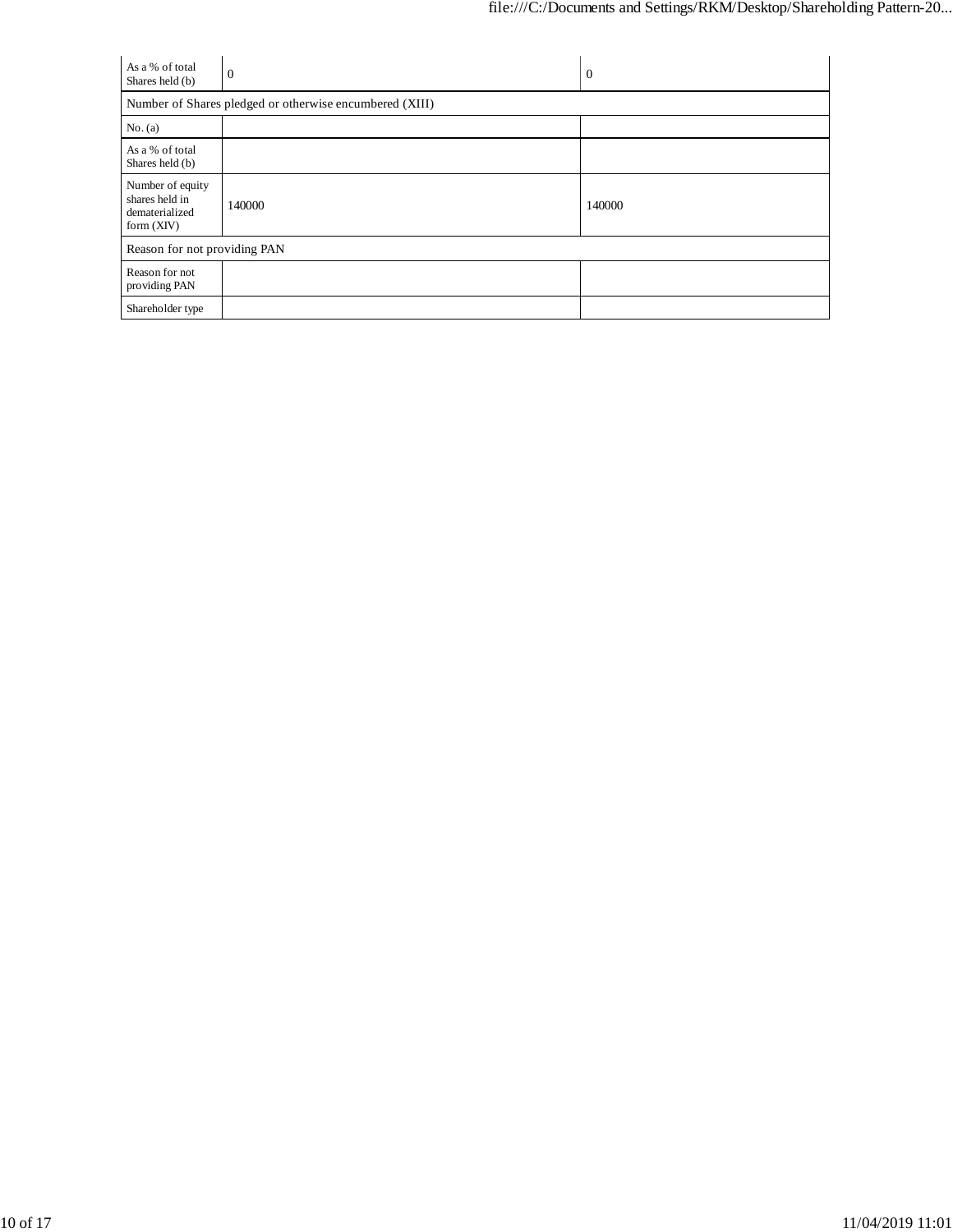| As a % of total Shares held (b) | 0 | 0 |
|---|---|---|
| Number of Shares pledged or otherwise encumbered (XIII) | | |
| No. (a) | | |
| As a % of total Shares held (b) | | |
| Number of equity shares held in dematerialized form (XIV) | 140000 | 140000 |
| Reason for not providing PAN | | |
| Reason for not providing PAN | | |
| Shareholder type | | |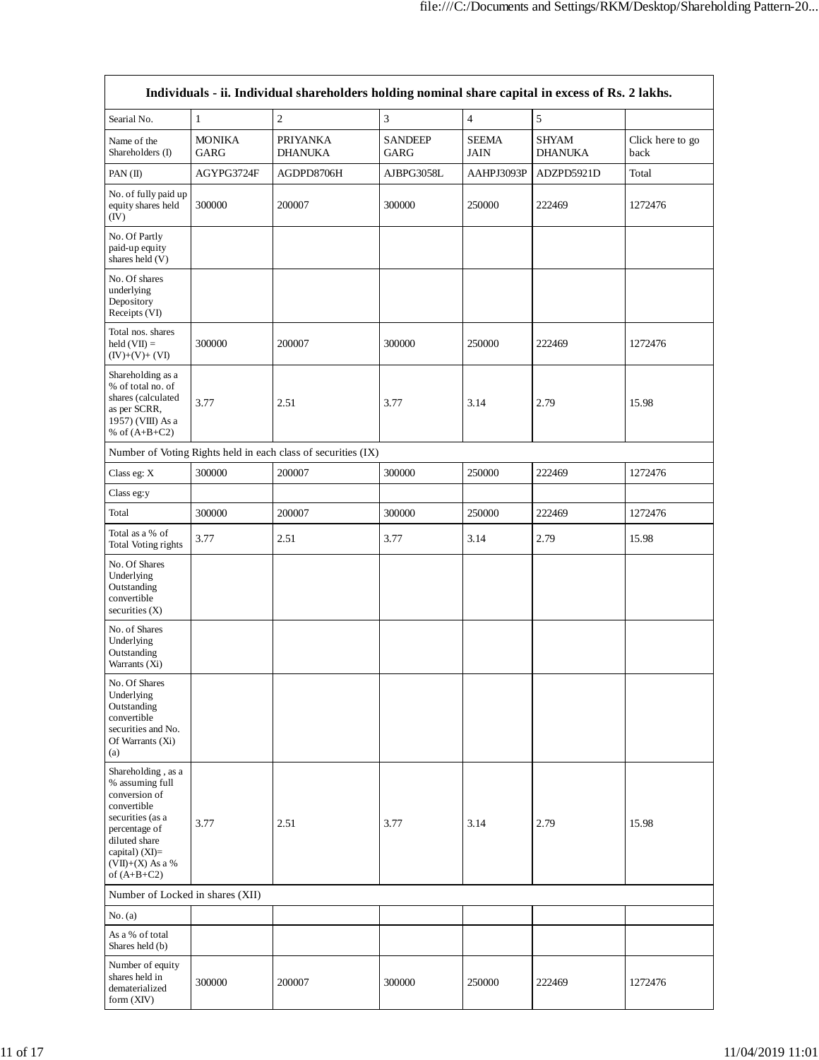| Individuals - ii. Individual shareholders holding nominal share capital in excess of Rs. 2 lakhs. | | | | | | |
|---|---|---|---|---|---|---|
| Searial No. | 1 | 2 | 3 | 4 | 5 | |
| Name of the Shareholders (I) | MONIKA GARG | PRIYANKA DHANUKA | SANDEEP GARG | SEEMA JAIN | SHYAM DHANUKA | Click here to go back |
| PAN (II) | AGYPG3724F | AGDPD8706H | AJBPG3058L | AAHPJ3093P | ADZPD5921D | Total |
| No. of fully paid up equity shares held (IV) | 300000 | 200007 | 300000 | 250000 | 222469 | 1272476 |
| No. Of Partly paid-up equity shares held (V) | | | | | | |
| No. Of shares underlying Depository Receipts (VI) | | | | | | |
| Total nos. shares held (VII) = (IV)+(V)+ (VI) | 300000 | 200007 | 300000 | 250000 | 222469 | 1272476 |
| Shareholding as a % of total no. of shares (calculated as per SCRR, 1957) (VIII) As a % of (A+B+C2) | 3.77 | 2.51 | 3.77 | 3.14 | 2.79 | 15.98 |
| Number of Voting Rights held in each class of securities (IX) | | | | | | |
| Class eg: X | 300000 | 200007 | 300000 | 250000 | 222469 | 1272476 |
| Class eg:y | | | | | | |
| Total | 300000 | 200007 | 300000 | 250000 | 222469 | 1272476 |
| Total as a % of Total Voting rights | 3.77 | 2.51 | 3.77 | 3.14 | 2.79 | 15.98 |
| No. Of Shares Underlying Outstanding convertible securities (X) | | | | | | |
| No. of Shares Underlying Outstanding Warrants (Xi) | | | | | | |
| No. Of Shares Underlying Outstanding convertible securities and No. Of Warrants (Xi) (a) | | | | | | |
| Shareholding , as a % assuming full conversion of convertible securities (as a percentage of diluted share capital) (XI)= (VII)+(X) As a % of (A+B+C2) | 3.77 | 2.51 | 3.77 | 3.14 | 2.79 | 15.98 |
| Number of Locked in shares (XII) | | | | | | |
| No. (a) | | | | | | |
| As a % of total Shares held (b) | | | | | | |
| Number of equity shares held in dematerialized form (XIV) | 300000 | 200007 | 300000 | 250000 | 222469 | 1272476 |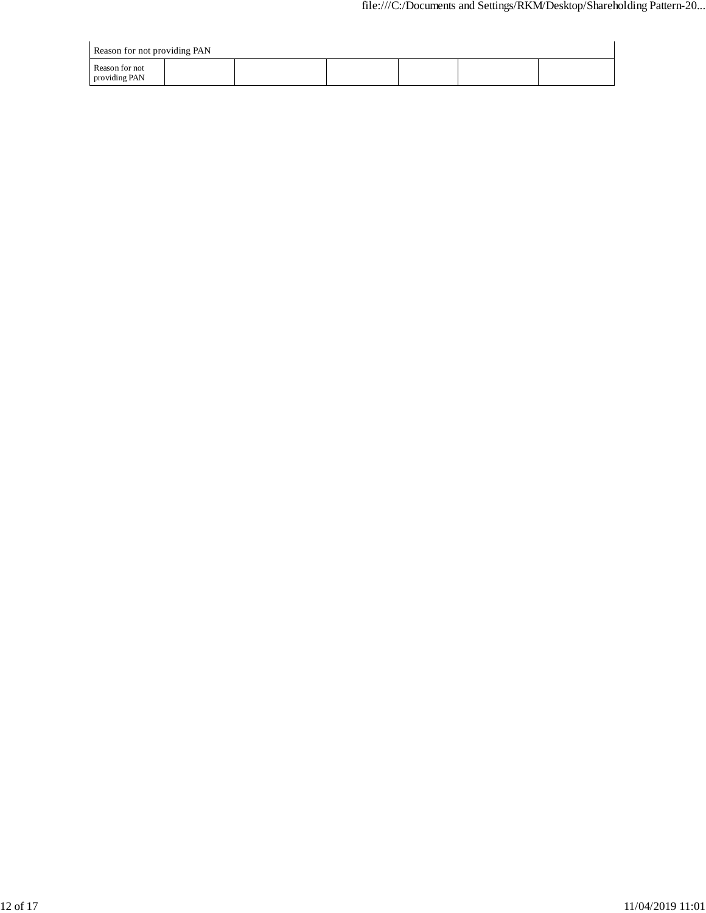| Reason for not providing PAN | | | | | | |
|---|---|---|---|---|---|---|
| Reason for not providing PAN | | | | | | |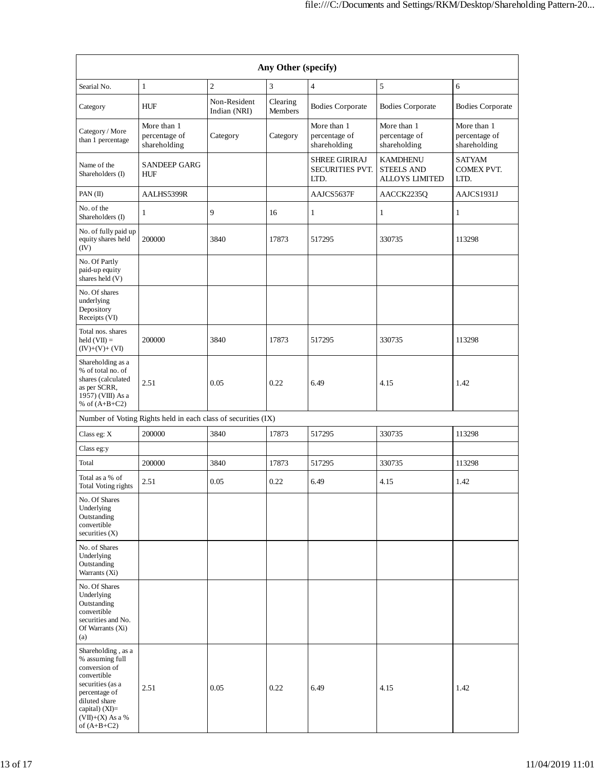| Any Other (specify) | | | | | | |
|---|---|---|---|---|---|---|
| Searial No. | 1 | 2 | 3 | 4 | 5 | 6 |
| Category | HUF | Non-Resident Indian (NRI) | Clearing Members | Bodies Corporate | Bodies Corporate | Bodies Corporate |
| Category / More than 1 percentage | More than 1 percentage of shareholding | Category | Category | More than 1 percentage of shareholding | More than 1 percentage of shareholding | More than 1 percentage of shareholding |
| Name of the Shareholders (I) | SANDEEP GARG HUF | | | SHREE GIRIRAJ SECURITIES PVT. LTD. | KAMDHENU STEELS AND ALLOYS LIMITED | SATYAM COMEX PVT. LTD. |
| PAN (II) | AALHS5399R | | | AAJCS5637F | AACCK2235Q | AAJCS1931J |
| No. of the Shareholders (I) | 1 | 9 | 16 | 1 | 1 | 1 |
| No. of fully paid up equity shares held (IV) | 200000 | 3840 | 17873 | 517295 | 330735 | 113298 |
| No. Of Partly paid-up equity shares held (V) | | | | | | |
| No. Of shares underlying Depository Receipts (VI) | | | | | | |
| Total nos. shares held (VII) = (IV)+(V)+ (VI) | 200000 | 3840 | 17873 | 517295 | 330735 | 113298 |
| Shareholding as a % of total no. of shares (calculated as per SCRR, 1957) (VIII) As a % of (A+B+C2) | 2.51 | 0.05 | 0.22 | 6.49 | 4.15 | 1.42 |
| Number of Voting Rights held in each class of securities (IX) | | | | | | |
| Class eg: X | 200000 | 3840 | 17873 | 517295 | 330735 | 113298 |
| Class eg:y | | | | | | |
| Total | 200000 | 3840 | 17873 | 517295 | 330735 | 113298 |
| Total as a % of Total Voting rights | 2.51 | 0.05 | 0.22 | 6.49 | 4.15 | 1.42 |
| No. Of Shares Underlying Outstanding convertible securities (X) | | | | | | |
| No. of Shares Underlying Outstanding Warrants (Xi) | | | | | | |
| No. Of Shares Underlying Outstanding convertible securities and No. Of Warrants (Xi) (a) | | | | | | |
| Shareholding , as a % assuming full conversion of convertible securities (as a percentage of diluted share capital) (XI)= (VII)+(X) As a % of (A+B+C2) | 2.51 | 0.05 | 0.22 | 6.49 | 4.15 | 1.42 |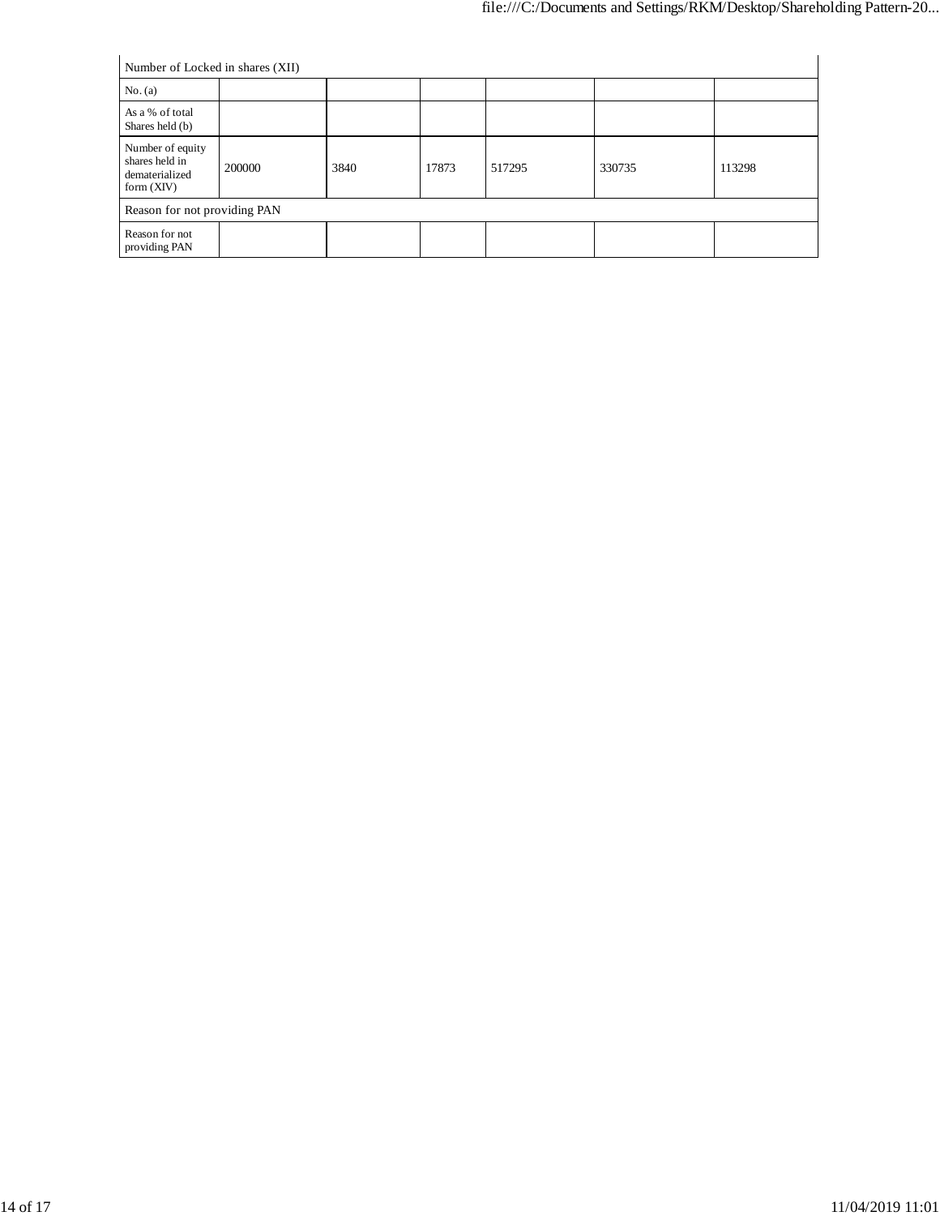| Number of Locked in shares (XII) | | | | | | |
|---|---|---|---|---|---|---|
| No. (a) | | | | | | |
| As a % of total Shares held (b) | | | | | | |
| Number of equity shares held in dematerialized form (XIV) | 200000 | 3840 | 17873 | 517295 | 330735 | 113298 |
| Reason for not providing PAN | | | | | | |
| Reason for not providing PAN | | | | | | |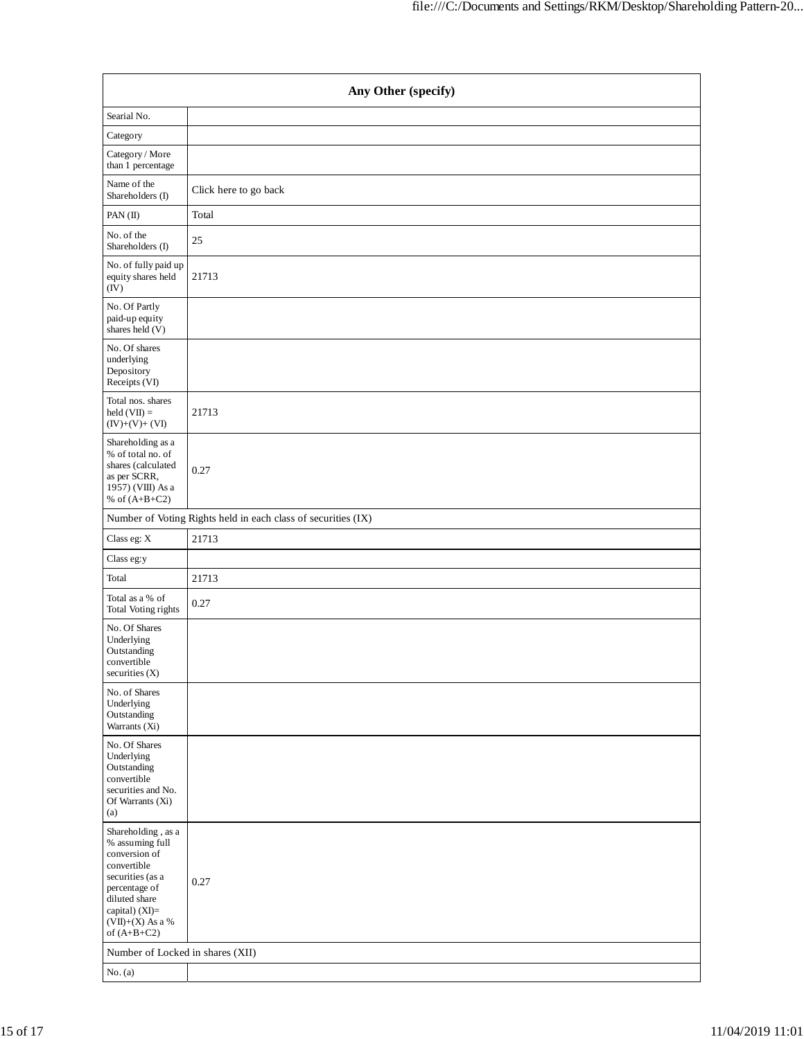| Any Other (specify) | |
|---|---|
| Searial No. | |
| Category | |
| Category / More than 1 percentage | |
| Name of the Shareholders (I) | Click here to go back |
| PAN (II) | Total |
| No. of the Shareholders (I) | 25 |
| No. of fully paid up equity shares held (IV) | 21713 |
| No. Of Partly paid-up equity shares held (V) | |
| No. Of shares underlying Depository Receipts (VI) | |
| Total nos. shares held (VII) = (IV)+(V)+ (VI) | 21713 |
| Shareholding as a % of total no. of shares (calculated as per SCRR, 1957) (VIII) As a % of (A+B+C2) | 0.27 |
| Number of Voting Rights held in each class of securities (IX) | |
| Class eg: X | 21713 |
| Class eg:y | |
| Total | 21713 |
| Total as a % of Total Voting rights | 0.27 |
| No. Of Shares Underlying Outstanding convertible securities (X) | |
| No. of Shares Underlying Outstanding Warrants (Xi) | |
| No. Of Shares Underlying Outstanding convertible securities and No. Of Warrants (Xi) (a) | |
| Shareholding , as a % assuming full conversion of convertible securities (as a percentage of diluted share capital) (XI)= (VII)+(X) As a % of (A+B+C2) | 0.27 |
| Number of Locked in shares (XII) | |
| No. (a) | |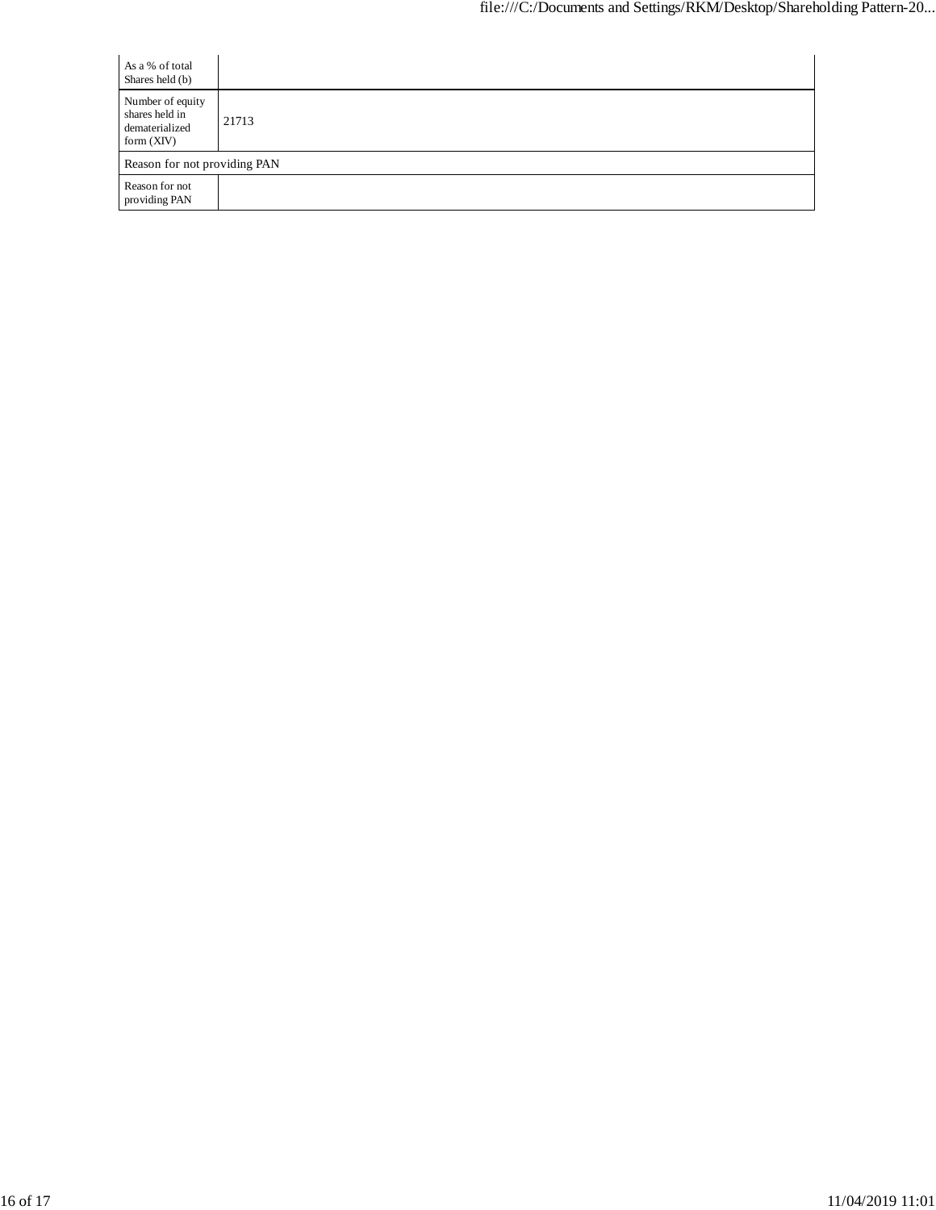| | |
|---|---|
| As a % of total Shares held (b) | |
| Number of equity shares held in dematerialized form (XIV) | 21713 |
| Reason for not providing PAN | |
| Reason for not providing PAN | |